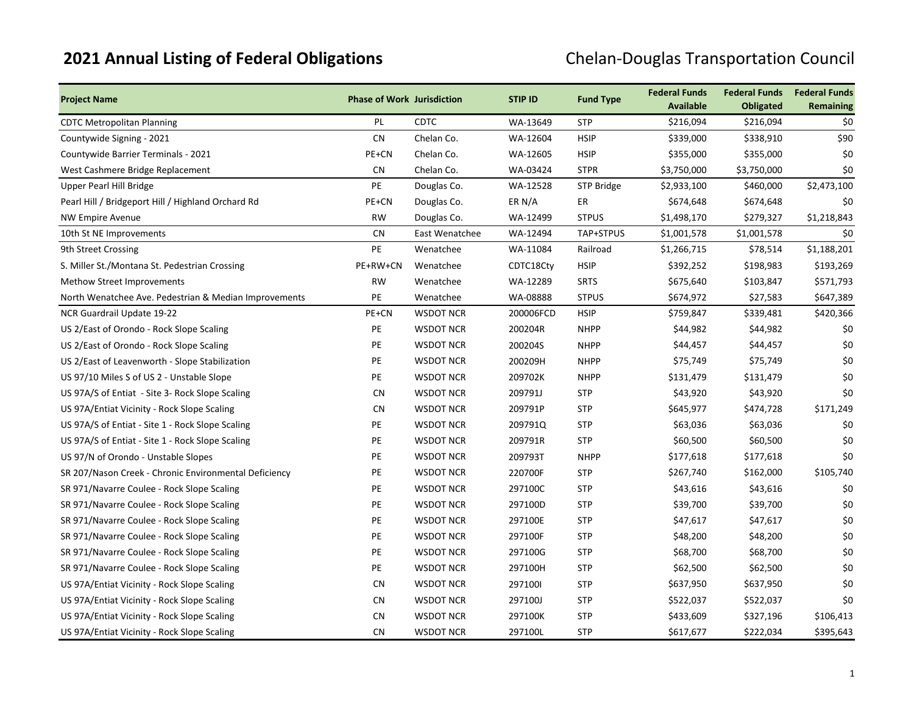# 2021 Annual Listing of Federal Obligations

## Chelan-Douglas Transportation Council

| Project Name | Phase of Work | Jurisdiction | STIP ID | Fund Type | Federal Funds Available | Federal Funds Obligated | Federal Funds Remaining |
|---|---|---|---|---|---|---|---|
| CDTC Metropolitan Planning | PL | CDTC | WA-13649 | STP | $216,094 | $216,094 | $0 |
| Countywide Signing - 2021 | CN | Chelan Co. | WA-12604 | HSIP | $339,000 | $338,910 | $90 |
| Countywide Barrier Terminals - 2021 | PE+CN | Chelan Co. | WA-12605 | HSIP | $355,000 | $355,000 | $0 |
| West Cashmere Bridge Replacement | CN | Chelan Co. | WA-03424 | STPR | $3,750,000 | $3,750,000 | $0 |
| Upper Pearl Hill Bridge | PE | Douglas Co. | WA-12528 | STP Bridge | $2,933,100 | $460,000 | $2,473,100 |
| Pearl Hill / Bridgeport Hill / Highland Orchard Rd | PE+CN | Douglas Co. | ER N/A | ER | $674,648 | $674,648 | $0 |
| NW Empire Avenue | RW | Douglas Co. | WA-12499 | STPUS | $1,498,170 | $279,327 | $1,218,843 |
| 10th St NE Improvements | CN | East Wenatchee | WA-12494 | TAP+STPUS | $1,001,578 | $1,001,578 | $0 |
| 9th Street Crossing | PE | Wenatchee | WA-11084 | Railroad | $1,266,715 | $78,514 | $1,188,201 |
| S. Miller St./Montana St. Pedestrian Crossing | PE+RW+CN | Wenatchee | CDTC18Cty | HSIP | $392,252 | $198,983 | $193,269 |
| Methow Street Improvements | RW | Wenatchee | WA-12289 | SRTS | $675,640 | $103,847 | $571,793 |
| North Wenatchee Ave. Pedestrian & Median Improvements | PE | Wenatchee | WA-08888 | STPUS | $674,972 | $27,583 | $647,389 |
| NCR Guardrail Update 19-22 | PE+CN | WSDOT NCR | 200006FCD | HSIP | $759,847 | $339,481 | $420,366 |
| US 2/East of Orondo - Rock Slope Scaling | PE | WSDOT NCR | 200204R | NHPP | $44,982 | $44,982 | $0 |
| US 2/East of Orondo - Rock Slope Scaling | PE | WSDOT NCR | 200204S | NHPP | $44,457 | $44,457 | $0 |
| US 2/East of Leavenworth - Slope Stabilization | PE | WSDOT NCR | 200209H | NHPP | $75,749 | $75,749 | $0 |
| US 97/10 Miles S of US 2 - Unstable Slope | PE | WSDOT NCR | 209702K | NHPP | $131,479 | $131,479 | $0 |
| US 97A/S of Entiat - Site 3- Rock Slope Scaling | CN | WSDOT NCR | 209791J | STP | $43,920 | $43,920 | $0 |
| US 97A/Entiat Vicinity - Rock Slope Scaling | CN | WSDOT NCR | 209791P | STP | $645,977 | $474,728 | $171,249 |
| US 97A/S of Entiat - Site 1 - Rock Slope Scaling | PE | WSDOT NCR | 209791Q | STP | $63,036 | $63,036 | $0 |
| US 97A/S of Entiat - Site 1 - Rock Slope Scaling | PE | WSDOT NCR | 209791R | STP | $60,500 | $60,500 | $0 |
| US 97/N of Orondo - Unstable Slopes | PE | WSDOT NCR | 209793T | NHPP | $177,618 | $177,618 | $0 |
| SR 207/Nason Creek - Chronic Environmental Deficiency | PE | WSDOT NCR | 220700F | STP | $267,740 | $162,000 | $105,740 |
| SR 971/Navarre Coulee - Rock Slope Scaling | PE | WSDOT NCR | 297100C | STP | $43,616 | $43,616 | $0 |
| SR 971/Navarre Coulee - Rock Slope Scaling | PE | WSDOT NCR | 297100D | STP | $39,700 | $39,700 | $0 |
| SR 971/Navarre Coulee - Rock Slope Scaling | PE | WSDOT NCR | 297100E | STP | $47,617 | $47,617 | $0 |
| SR 971/Navarre Coulee - Rock Slope Scaling | PE | WSDOT NCR | 297100F | STP | $48,200 | $48,200 | $0 |
| SR 971/Navarre Coulee - Rock Slope Scaling | PE | WSDOT NCR | 297100G | STP | $68,700 | $68,700 | $0 |
| SR 971/Navarre Coulee - Rock Slope Scaling | PE | WSDOT NCR | 297100H | STP | $62,500 | $62,500 | $0 |
| US 97A/Entiat Vicinity - Rock Slope Scaling | CN | WSDOT NCR | 297100I | STP | $637,950 | $637,950 | $0 |
| US 97A/Entiat Vicinity - Rock Slope Scaling | CN | WSDOT NCR | 297100J | STP | $522,037 | $522,037 | $0 |
| US 97A/Entiat Vicinity - Rock Slope Scaling | CN | WSDOT NCR | 297100K | STP | $433,609 | $327,196 | $106,413 |
| US 97A/Entiat Vicinity - Rock Slope Scaling | CN | WSDOT NCR | 297100L | STP | $617,677 | $222,034 | $395,643 |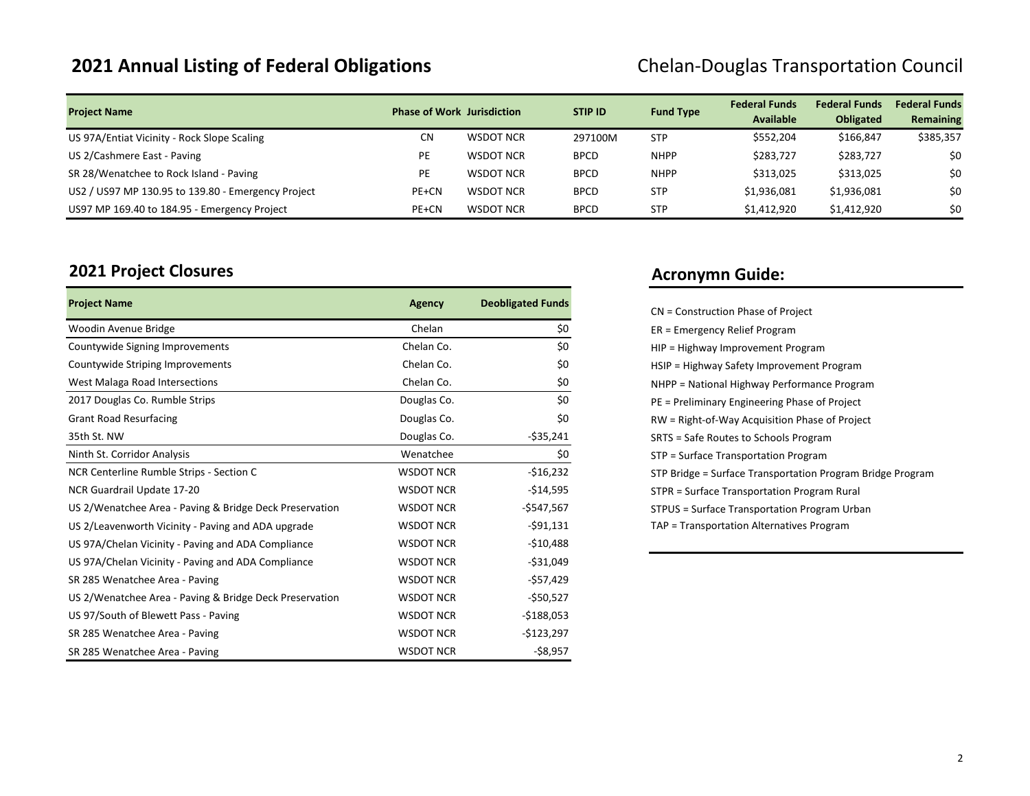# 2021 Annual Listing of Federal Obligations

Chelan-Douglas Transportation Council

| Project Name | Phase of Work | Jurisdiction | STIP ID | Fund Type | Federal Funds Available | Federal Funds Obligated | Federal Funds Remaining |
|---|---|---|---|---|---|---|---|
| US 97A/Entiat Vicinity - Rock Slope Scaling | CN | WSDOT NCR | 297100M | STP | $552,204 | $166,847 | $385,357 |
| US 2/Cashmere East - Paving | PE | WSDOT NCR | BPCD | NHPP | $283,727 | $283,727 | $0 |
| SR 28/Wenatchee to Rock Island - Paving | PE | WSDOT NCR | BPCD | NHPP | $313,025 | $313,025 | $0 |
| US2 / US97 MP 130.95 to 139.80 - Emergency Project | PE+CN | WSDOT NCR | BPCD | STP | $1,936,081 | $1,936,081 | $0 |
| US97 MP 169.40 to 184.95 - Emergency Project | PE+CN | WSDOT NCR | BPCD | STP | $1,412,920 | $1,412,920 | $0 |

## 2021 Project Closures

| Project Name | Agency | Deobligated Funds |
|---|---|---|
| Woodin Avenue Bridge | Chelan | $0 |
| Countywide Signing Improvements | Chelan Co. | $0 |
| Countywide Striping Improvements | Chelan Co. | $0 |
| West Malaga Road Intersections | Chelan Co. | $0 |
| 2017 Douglas Co. Rumble Strips | Douglas Co. | $0 |
| Grant Road Resurfacing | Douglas Co. | $0 |
| 35th St. NW | Douglas Co. | -$35,241 |
| Ninth St. Corridor Analysis | Wenatchee | $0 |
| NCR Centerline Rumble Strips - Section C | WSDOT NCR | -$16,232 |
| NCR Guardrail Update 17-20 | WSDOT NCR | -$14,595 |
| US 2/Wenatchee Area - Paving & Bridge Deck Preservation | WSDOT NCR | -$547,567 |
| US 2/Leavenworth Vicinity - Paving and ADA upgrade | WSDOT NCR | -$91,131 |
| US 97A/Chelan Vicinity - Paving and ADA Compliance | WSDOT NCR | -$10,488 |
| US 97A/Chelan Vicinity - Paving and ADA Compliance | WSDOT NCR | -$31,049 |
| SR 285 Wenatchee Area - Paving | WSDOT NCR | -$57,429 |
| US 2/Wenatchee Area - Paving & Bridge Deck Preservation | WSDOT NCR | -$50,527 |
| US 97/South of Blewett Pass - Paving | WSDOT NCR | -$188,053 |
| SR 285 Wenatchee Area - Paving | WSDOT NCR | -$123,297 |
| SR 285 Wenatchee Area - Paving | WSDOT NCR | -$8,957 |

## Acronymn Guide:

CN = Construction Phase of Project

ER = Emergency Relief Program

HIP = Highway Improvement Program

HSIP = Highway Safety Improvement Program

NHPP = National Highway Performance Program

PE = Preliminary Engineering Phase of Project

RW = Right-of-Way Acquisition Phase of Project

SRTS = Safe Routes to Schools Program

STP = Surface Transportation Program

STP Bridge = Surface Transportation Program Bridge Program

STPR = Surface Transportation Program Rural

STPUS = Surface Transportation Program Urban

TAP = Transportation Alternatives Program